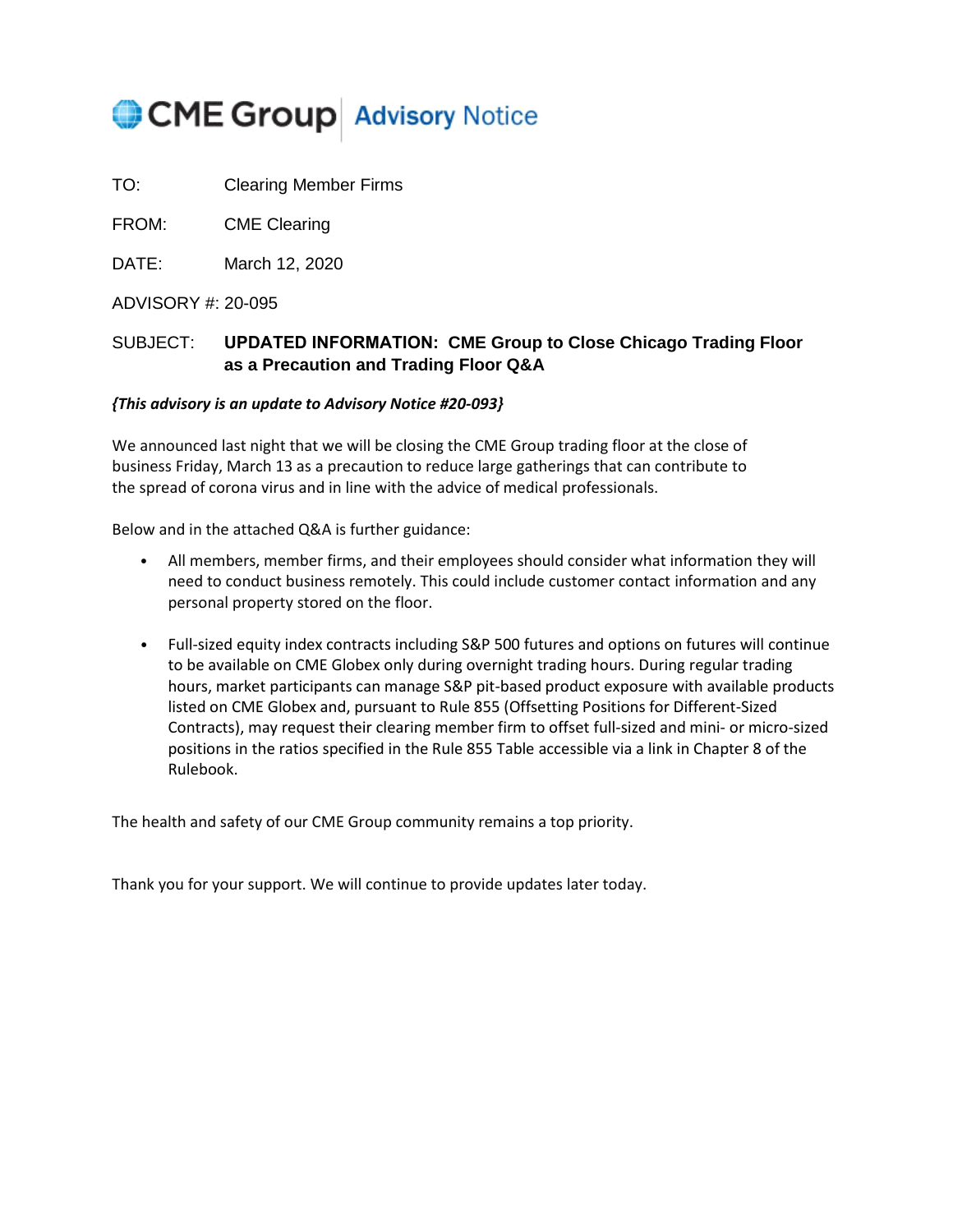# CME Group Advisory Notice

TO: Clearing Member Firms

FROM: CME Clearing

DATE: March 12, 2020

ADVISORY #: 20-095

SUBJECT: **UPDATED INFORMATION: CME Group to Close Chicago Trading Floor as a Precaution and Trading Floor Q&A**

***{This advisory is an update to Advisory Notice #20-093}***

We announced last night that we will be closing the CME Group trading floor at the close of business Friday, March 13 as a precaution to reduce large gatherings that can contribute to the spread of corona virus and in line with the advice of medical professionals.

Below and in the attached Q&A is further guidance:

- All members, member firms, and their employees should consider what information they will need to conduct business remotely. This could include customer contact information and any personal property stored on the floor.

- Full-sized equity index contracts including S&P 500 futures and options on futures will continue to be available on CME Globex only during overnight trading hours. During regular trading hours, market participants can manage S&P pit-based product exposure with available products listed on CME Globex and, pursuant to Rule 855 (Offsetting Positions for Different-Sized Contracts), may request their clearing member firm to offset full-sized and mini- or micro-sized positions in the ratios specified in the Rule 855 Table accessible via a link in Chapter 8 of the Rulebook.

The health and safety of our CME Group community remains a top priority.

Thank you for your support. We will continue to provide updates later today.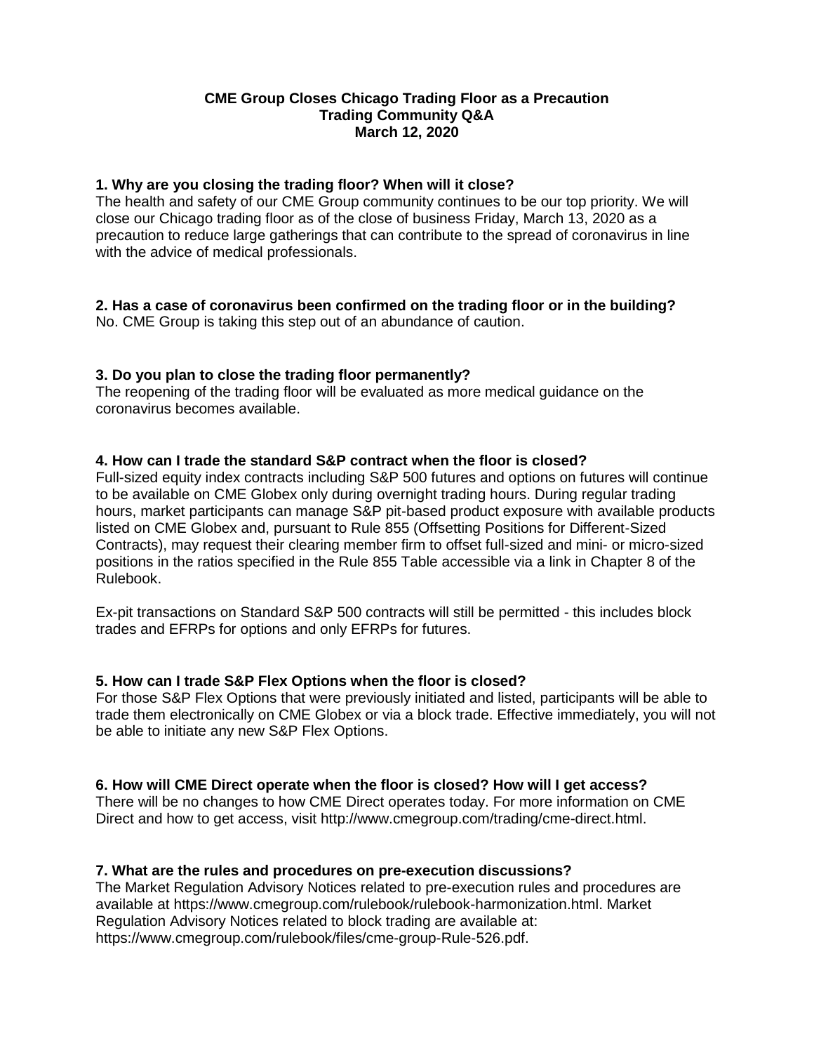**CME Group Closes Chicago Trading Floor as a Precaution**
**Trading Community Q&A**
**March 12, 2020**

### 1. Why are you closing the trading floor? When will it close?

The health and safety of our CME Group community continues to be our top priority. We will close our Chicago trading floor as of the close of business Friday, March 13, 2020 as a precaution to reduce large gatherings that can contribute to the spread of coronavirus in line with the advice of medical professionals.

### 2. Has a case of coronavirus been confirmed on the trading floor or in the building?

No. CME Group is taking this step out of an abundance of caution.

### 3. Do you plan to close the trading floor permanently?

The reopening of the trading floor will be evaluated as more medical guidance on the coronavirus becomes available.

### 4. How can I trade the standard S&P contract when the floor is closed?

Full-sized equity index contracts including S&P 500 futures and options on futures will continue to be available on CME Globex only during overnight trading hours. During regular trading hours, market participants can manage S&P pit-based product exposure with available products listed on CME Globex and, pursuant to Rule 855 (Offsetting Positions for Different-Sized Contracts), may request their clearing member firm to offset full-sized and mini- or micro-sized positions in the ratios specified in the Rule 855 Table accessible via a link in Chapter 8 of the Rulebook.

Ex-pit transactions on Standard S&P 500 contracts will still be permitted - this includes block trades and EFRPs for options and only EFRPs for futures.

### 5. How can I trade S&P Flex Options when the floor is closed?

For those S&P Flex Options that were previously initiated and listed, participants will be able to trade them electronically on CME Globex or via a block trade. Effective immediately, you will not be able to initiate any new S&P Flex Options.

### 6. How will CME Direct operate when the floor is closed? How will I get access?

There will be no changes to how CME Direct operates today. For more information on CME Direct and how to get access, visit http://www.cmegroup.com/trading/cme-direct.html.

### 7. What are the rules and procedures on pre-execution discussions?

The Market Regulation Advisory Notices related to pre-execution rules and procedures are available at https://www.cmegroup.com/rulebook/rulebook-harmonization.html. Market Regulation Advisory Notices related to block trading are available at: https://www.cmegroup.com/rulebook/files/cme-group-Rule-526.pdf.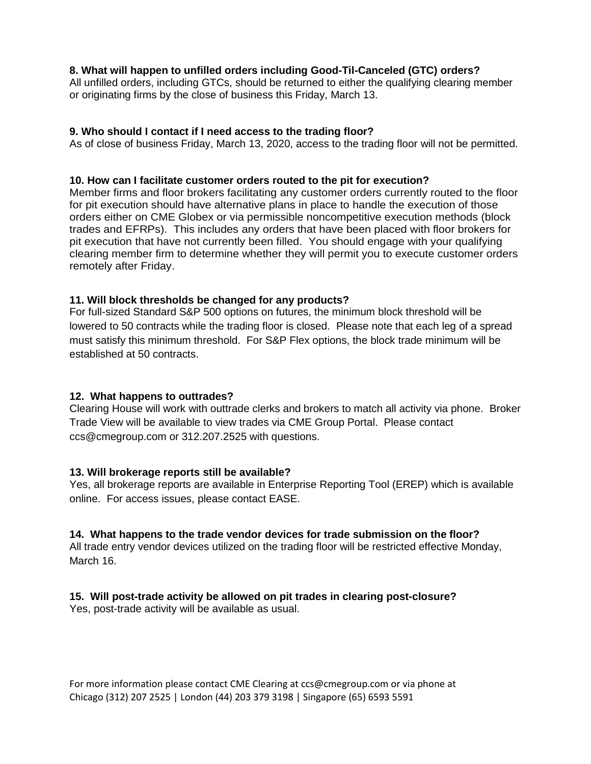**8. What will happen to unfilled orders including Good-Til-Canceled (GTC) orders?**
All unfilled orders, including GTCs, should be returned to either the qualifying clearing member or originating firms by the close of business this Friday, March 13.

**9. Who should I contact if I need access to the trading floor?**
As of close of business Friday, March 13, 2020, access to the trading floor will not be permitted.

**10. How can I facilitate customer orders routed to the pit for execution?**
Member firms and floor brokers facilitating any customer orders currently routed to the floor for pit execution should have alternative plans in place to handle the execution of those orders either on CME Globex or via permissible noncompetitive execution methods (block trades and EFRPs). This includes any orders that have been placed with floor brokers for pit execution that have not currently been filled. You should engage with your qualifying clearing member firm to determine whether they will permit you to execute customer orders remotely after Friday.

**11. Will block thresholds be changed for any products?**
For full-sized Standard S&P 500 options on futures, the minimum block threshold will be lowered to 50 contracts while the trading floor is closed. Please note that each leg of a spread must satisfy this minimum threshold. For S&P Flex options, the block trade minimum will be established at 50 contracts.

**12. What happens to outtrades?**
Clearing House will work with outtrade clerks and brokers to match all activity via phone. Broker Trade View will be available to view trades via CME Group Portal. Please contact ccs@cmegroup.com or 312.207.2525 with questions.

**13. Will brokerage reports still be available?**
Yes, all brokerage reports are available in Enterprise Reporting Tool (EREP) which is available online. For access issues, please contact EASE.

**14. What happens to the trade vendor devices for trade submission on the floor?**
All trade entry vendor devices utilized on the trading floor will be restricted effective Monday, March 16.

**15. Will post-trade activity be allowed on pit trades in clearing post-closure?**
Yes, post-trade activity will be available as usual.

For more information please contact CME Clearing at ccs@cmegroup.com or via phone at Chicago (312) 207 2525 | London (44) 203 379 3198 | Singapore (65) 6593 5591